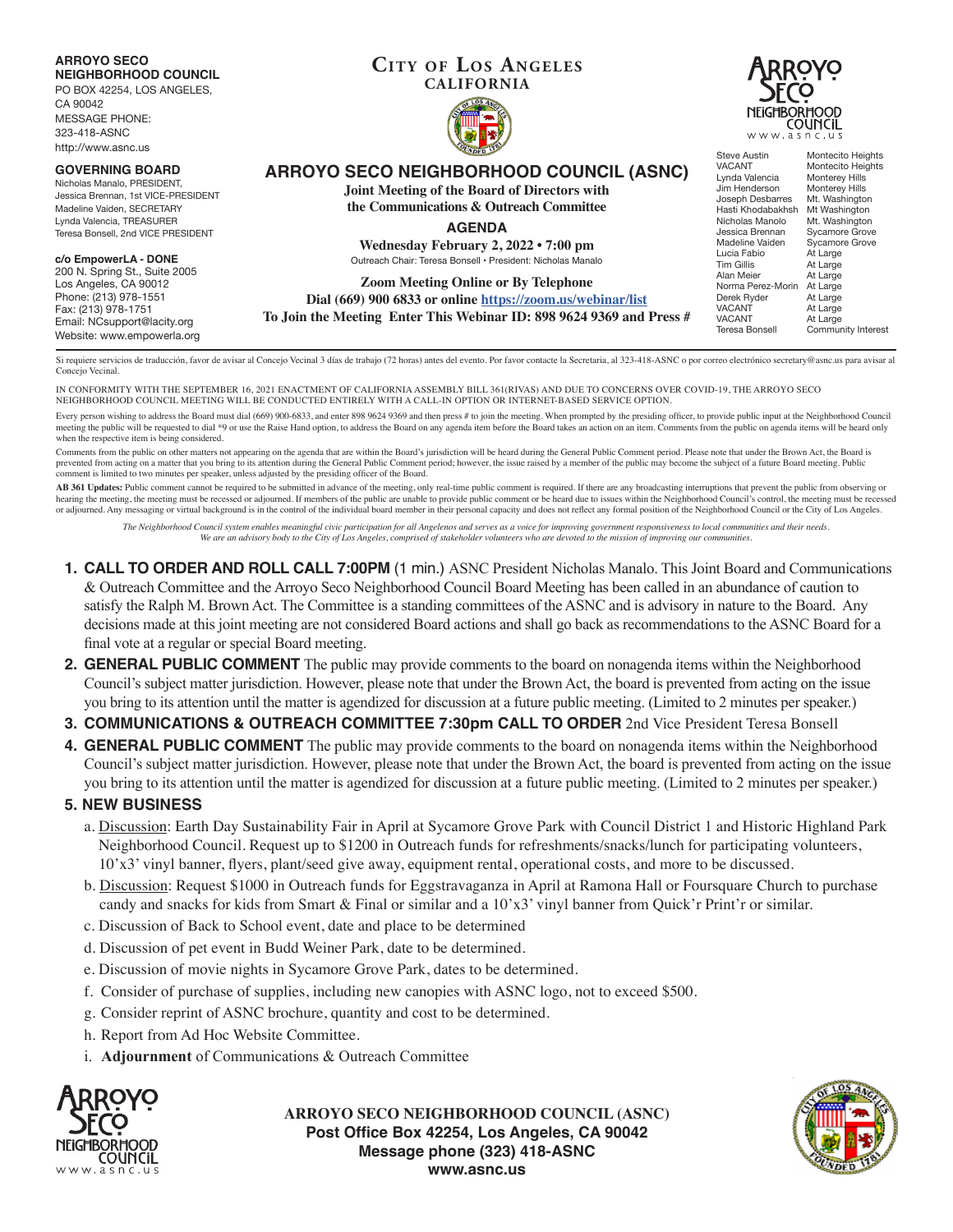**ARROYO SECO NEIGHBORHOOD COUNCIL**
PO BOX 42254, LOS ANGELES, CA 90042
MESSAGE PHONE: 323-418-ASNC
http://www.asnc.us

**GOVERNING BOARD**
Nicholas Manalo, PRESIDENT,
Jessica Brennan, 1st VICE-PRESIDENT
Madeline Vaiden, SECRETARY
Lynda Valencia, TREASURER
Teresa Bonsell, 2nd VICE PRESIDENT

**c/o EmpowerLA - DONE**
200 N. Spring St., Suite 2005
Los Angeles, CA 90012
Phone: (213) 978-1551
Fax: (213) 978-1751
Email: NCsupport@lacity.org
Website: www.empowerla.org

**CITY OF LOS ANGELES**
**CALIFORNIA**

# ARROYO SECO NEIGHBORHOOD COUNCIL (ASNC)

**Joint Meeting of the Board of Directors with the Communications & Outreach Committee**

## AGENDA

**Wednesday February 2, 2022 • 7:00 pm**
Outreach Chair: Teresa Bonsell • President: Nicholas Manalo

**Zoom Meeting Online or By Telephone**
**Dial (669) 900 6833 or online https://zoom.us/webinar/list**
**To Join the Meeting Enter This Webinar ID: 898 9624 9369 and Press #**

ARROYO SECO NEIGHBORHOOD COUNCIL
www.asnc.us

| | |
|---|---|
| Steve Austin | Montecito Heights |
| VACANT | Montecito Heights |
| Lynda Valencia | Monterey Hills |
| Jim Henderson | Monterey Hills |
| Joseph Desbarres | Mt. Washington |
| Hasti Khodabakhsh | Mt Washington |
| Nicholas Manolo | Mt. Washington |
| Jessica Brennan | Sycamore Grove |
| Madeline Vaiden | Sycamore Grove |
| Lucia Fabio | At Large |
| Tim Gillis | At Large |
| Alan Meier | At Large |
| Norma Perez-Morin | At Large |
| Derek Ryder | At Large |
| VACANT | At Large |
| VACANT | At Large |
| Teresa Bonsell | Community Interest |

Si requiere servicios de traducción, favor de avisar al Concejo Vecinal 3 días de trabajo (72 horas) antes del evento. Por favor contacte la Secretaria, al 323-418-ASNC o por correo electrónico secretary@asnc.us para avisar al Concejo Vecinal.

IN CONFORMITY WITH THE SEPTEMBER 16, 2021 ENACTMENT OF CALIFORNIA ASSEMBLY BILL 361(RIVAS) AND DUE TO CONCERNS OVER COVID-19, THE ARROYO SECO NEIGHBORHOOD COUNCIL MEETING WILL BE CONDUCTED ENTIRELY WITH A CALL-IN OPTION OR INTERNET-BASED SERVICE OPTION.

Every person wishing to address the Board must dial (669) 900-6833, and enter 898 9624 9369 and then press # to join the meeting. When prompted by the presiding officer, to provide public input at the Neighborhood Council meeting the public will be requested to dial *9 or use the Raise Hand option, to address the Board on any agenda item before the Board takes an action on an item. Comments from the public on agenda items will be heard only when the respective item is being considered.

Comments from the public on other matters not appearing on the agenda that are within the Board's jurisdiction will be heard during the General Public Comment period. Please note that under the Brown Act, the Board is prevented from acting on a matter that you bring to its attention during the General Public Comment period; however, the issue raised by a member of the public may become the subject of a future Board meeting. Public comment is limited to two minutes per speaker, unless adjusted by the presiding officer of the Board.

**AB 361 Updates:** Public comment cannot be required to be submitted in advance of the meeting, only real-time public comment is required. If there are any broadcasting interruptions that prevent the public from observing or hearing the meeting, the meeting must be recessed or adjourned. If members of the public are unable to provide public comment or be heard due to issues within the Neighborhood Council's control, the meeting must be recessed or adjourned. Any messaging or virtual background is in the control of the individual board member in their personal capacity and does not reflect any formal position of the Neighborhood Council or the City of Los Angeles.

*The Neighborhood Council system enables meaningful civic participation for all Angelenos and serves as a voice for improving government responsiveness to local communities and their needs. We are an advisory body to the City of Los Angeles, comprised of stakeholder volunteers who are devoted to the mission of improving our communities.*

1. **CALL TO ORDER AND ROLL CALL 7:00PM** (1 min.) ASNC President Nicholas Manalo. This Joint Board and Communications & Outreach Committee and the Arroyo Seco Neighborhood Council Board Meeting has been called in an abundance of caution to satisfy the Ralph M. Brown Act. The Committee is a standing committees of the ASNC and is advisory in nature to the Board. Any decisions made at this joint meeting are not considered Board actions and shall go back as recommendations to the ASNC Board for a final vote at a regular or special Board meeting.
2. **GENERAL PUBLIC COMMENT** The public may provide comments to the board on nonagenda items within the Neighborhood Council's subject matter jurisdiction. However, please note that under the Brown Act, the board is prevented from acting on the issue you bring to its attention until the matter is agendized for discussion at a future public meeting. (Limited to 2 minutes per speaker.)
3. **COMMUNICATIONS & OUTREACH COMMITTEE 7:30pm CALL TO ORDER** 2nd Vice President Teresa Bonsell
4. **GENERAL PUBLIC COMMENT** The public may provide comments to the board on nonagenda items within the Neighborhood Council's subject matter jurisdiction. However, please note that under the Brown Act, the board is prevented from acting on the issue you bring to its attention until the matter is agendized for discussion at a future public meeting. (Limited to 2 minutes per speaker.)
5. **NEW BUSINESS**
   a. Discussion: Earth Day Sustainability Fair in April at Sycamore Grove Park with Council District 1 and Historic Highland Park Neighborhood Council. Request up to $1200 in Outreach funds for refreshments/snacks/lunch for participating volunteers, 10'x3' vinyl banner, flyers, plant/seed give away, equipment rental, operational costs, and more to be discussed.
   b. Discussion: Request $1000 in Outreach funds for Eggstravaganza in April at Ramona Hall or Foursquare Church to purchase candy and snacks for kids from Smart & Final or similar and a 10'x3' vinyl banner from Quick'r Print'r or similar.
   c. Discussion of Back to School event, date and place to be determined
   d. Discussion of pet event in Budd Weiner Park, date to be determined.
   e. Discussion of movie nights in Sycamore Grove Park, dates to be determined.
   f. Consider of purchase of supplies, including new canopies with ASNC logo, not to exceed $500.
   g. Consider reprint of ASNC brochure, quantity and cost to be determined.
   h. Report from Ad Hoc Website Committee.
   i. **Adjournment** of Communications & Outreach Committee

**ARROYO SECO NEIGHBORHOOD COUNCIL (ASNC)**
**Post Office Box 42254, Los Angeles, CA 90042**
**Message phone (323) 418-ASNC**
**www.asnc.us**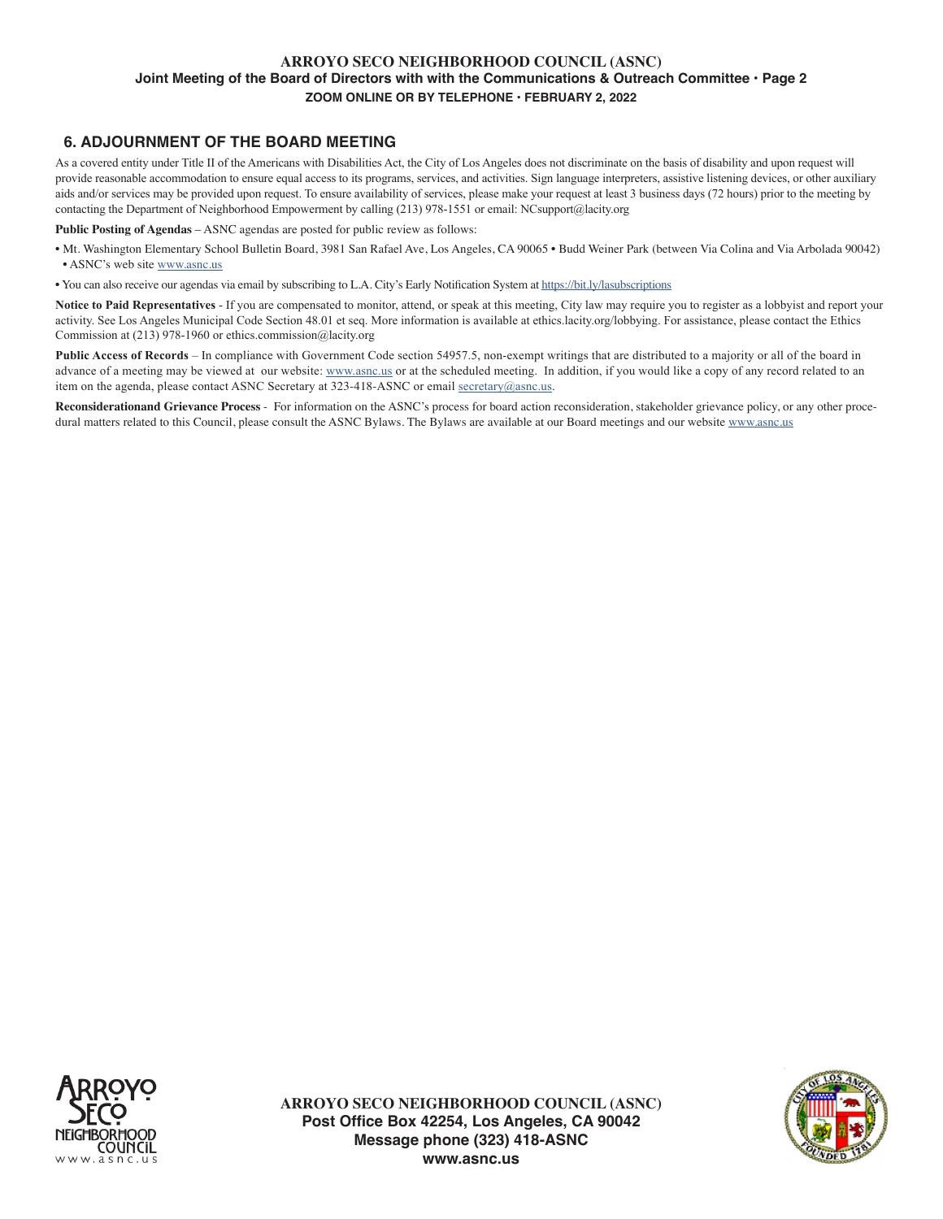## 6. ADJOURNMENT OF THE BOARD MEETING

As a covered entity under Title II of the Americans with Disabilities Act, the City of Los Angeles does not discriminate on the basis of disability and upon request will provide reasonable accommodation to ensure equal access to its programs, services, and activities. Sign language interpreters, assistive listening devices, or other auxiliary aids and/or services may be provided upon request. To ensure availability of services, please make your request at least 3 business days (72 hours) prior to the meeting by contacting the Department of Neighborhood Empowerment by calling (213) 978-1551 or email: NCsupport@lacity.org

**Public Posting of Agendas** – ASNC agendas are posted for public review as follows:

- Mt. Washington Elementary School Bulletin Board, 3981 San Rafael Ave, Los Angeles, CA 90065 • Budd Weiner Park (between Via Colina and Via Arbolada 90042) • ASNC's web site www.asnc.us
- You can also receive our agendas via email by subscribing to L.A. City's Early Notification System at https://bit.ly/lasubscriptions

**Notice to Paid Representatives** - If you are compensated to monitor, attend, or speak at this meeting, City law may require you to register as a lobbyist and report your activity. See Los Angeles Municipal Code Section 48.01 et seq. More information is available at ethics.lacity.org/lobbying. For assistance, please contact the Ethics Commission at (213) 978-1960 or ethics.commission@lacity.org

**Public Access of Records** – In compliance with Government Code section 54957.5, non-exempt writings that are distributed to a majority or all of the board in advance of a meeting may be viewed at our website: www.asnc.us or at the scheduled meeting. In addition, if you would like a copy of any record related to an item on the agenda, please contact ASNC Secretary at 323-418-ASNC or email secretary@asnc.us.

**Reconsiderationand Grievance Process** - For information on the ASNC's process for board action reconsideration, stakeholder grievance policy, or any other procedural matters related to this Council, please consult the ASNC Bylaws. The Bylaws are available at our Board meetings and our website www.asnc.us

**ARROYO SECO NEIGHBORHOOD COUNCIL (ASNC)**
**Post Office Box 42254, Los Angeles, CA 90042**
**Message phone (323) 418-ASNC**
**www.asnc.us**